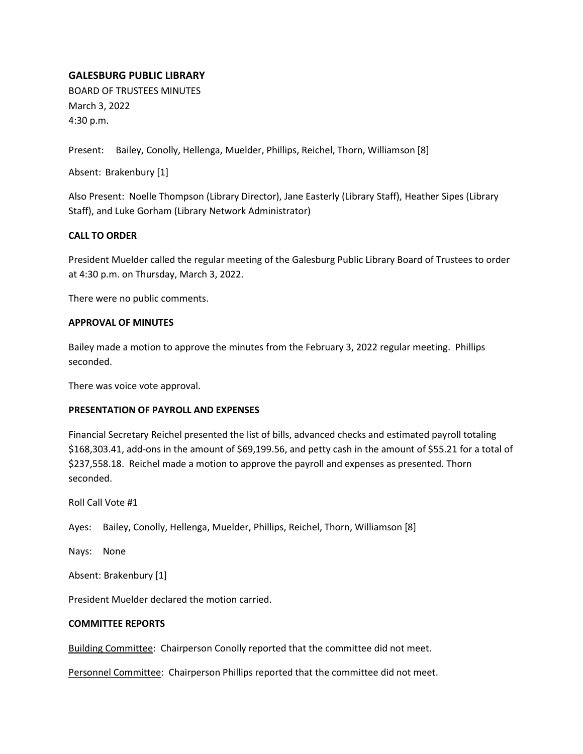## GALESBURG PUBLIC LIBRARY

BOARD OF TRUSTEES MINUTES
March 3, 2022
4:30 p.m.

Present: Bailey, Conolly, Hellenga, Muelder, Phillips, Reichel, Thorn, Williamson [8]

Absent: Brakenbury [1]

Also Present: Noelle Thompson (Library Director), Jane Easterly (Library Staff), Heather Sipes (Library Staff), and Luke Gorham (Library Network Administrator)

### CALL TO ORDER

President Muelder called the regular meeting of the Galesburg Public Library Board of Trustees to order at 4:30 p.m. on Thursday, March 3, 2022.

There were no public comments.

### APPROVAL OF MINUTES

Bailey made a motion to approve the minutes from the February 3, 2022 regular meeting. Phillips seconded.

There was voice vote approval.

### PRESENTATION OF PAYROLL AND EXPENSES

Financial Secretary Reichel presented the list of bills, advanced checks and estimated payroll totaling $168,303.41, add-ons in the amount of $69,199.56, and petty cash in the amount of $55.21 for a total of $237,558.18. Reichel made a motion to approve the payroll and expenses as presented. Thorn seconded.

Roll Call Vote #1

Ayes: Bailey, Conolly, Hellenga, Muelder, Phillips, Reichel, Thorn, Williamson [8]

Nays: None

Absent: Brakenbury [1]

President Muelder declared the motion carried.

### COMMITTEE REPORTS

Building Committee: Chairperson Conolly reported that the committee did not meet.

Personnel Committee: Chairperson Phillips reported that the committee did not meet.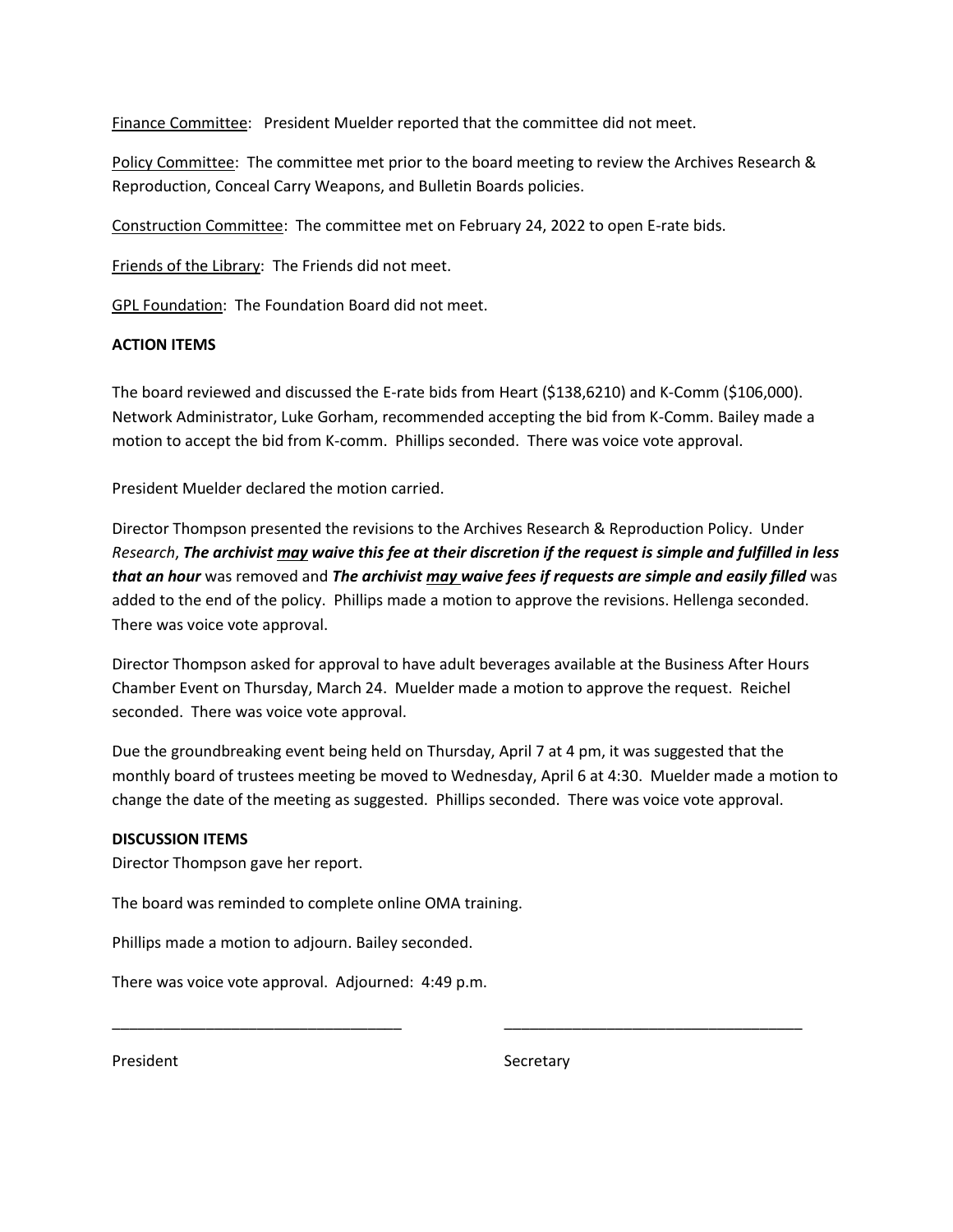<u>Finance Committee</u>: President Muelder reported that the committee did not meet.

<u>Policy Committee</u>: The committee met prior to the board meeting to review the Archives Research & Reproduction, Conceal Carry Weapons, and Bulletin Boards policies.

<u>Construction Committee</u>: The committee met on February 24, 2022 to open E-rate bids.

<u>Friends of the Library</u>: The Friends did not meet.

<u>GPL Foundation</u>: The Foundation Board did not meet.

**ACTION ITEMS**

The board reviewed and discussed the E-rate bids from Heart ($138,6210) and K-Comm ($106,000). Network Administrator, Luke Gorham, recommended accepting the bid from K-Comm. Bailey made a motion to accept the bid from K-comm. Phillips seconded. There was voice vote approval.

President Muelder declared the motion carried.

Director Thompson presented the revisions to the Archives Research & Reproduction Policy. Under *Research*, ***The archivist <u>may</u> waive this fee at their discretion if the request is simple and fulfilled in less that an hour*** was removed and ***The archivist <u>may</u> waive fees if requests are simple and easily filled*** was added to the end of the policy. Phillips made a motion to approve the revisions. Hellenga seconded. There was voice vote approval.

Director Thompson asked for approval to have adult beverages available at the Business After Hours Chamber Event on Thursday, March 24. Muelder made a motion to approve the request. Reichel seconded. There was voice vote approval.

Due the groundbreaking event being held on Thursday, April 7 at 4 pm, it was suggested that the monthly board of trustees meeting be moved to Wednesday, April 6 at 4:30. Muelder made a motion to change the date of the meeting as suggested. Phillips seconded. There was voice vote approval.

**DISCUSSION ITEMS**

Director Thompson gave her report.

The board was reminded to complete online OMA training.

Phillips made a motion to adjourn. Bailey seconded.

There was voice vote approval. Adjourned: 4:49 p.m.

___________________________________ ___________________________________

President Secretary